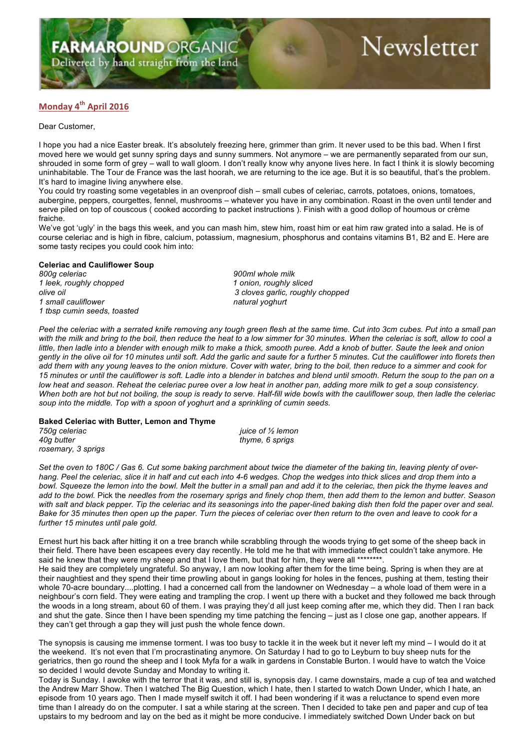# FARMAROUND ORGANIC

Delivered by hand straight from the land

# Newsletter

## Monday 4th April 2016

Dear Customer,

I hope you had a nice Easter break. It's absolutely freezing here, grimmer than grim. It never used to be this bad. When I first moved here we would get sunny spring days and sunny summers. Not anymore – we are permanently separated from our sun, shrouded in some form of grey – wall to wall gloom. I don't really know why anyone lives here. In fact I think it is slowly becoming uninhabitable. The Tour de France was the last hoorah, we are returning to the ice age. But it is so beautiful, that's the problem. It's hard to imagine living anywhere else.

You could try roasting some vegetables in an ovenproof dish – small cubes of celeriac, carrots, potatoes, onions, tomatoes, aubergine, peppers, courgettes, fennel, mushrooms – whatever you have in any combination. Roast in the oven until tender and serve piled on top of couscous ( cooked according to packet instructions ). Finish with a good dollop of houmous or crème fraiche.

We've got 'ugly' in the bags this week, and you can mash him, stew him, roast him or eat him raw grated into a salad. He is of course celeriac and is high in fibre, calcium, potassium, magnesium, phosphorus and contains vitamins B1, B2 and E. Here are some tasty recipes you could cook him into:

**Celeriac and Cauliflower Soup**

*800g celeriac*
*1 leek, roughly chopped*
*olive oil*
*1 small cauliflower*
*1 tbsp cumin seeds, toasted*
*900ml whole milk*
*1 onion, roughly sliced*
*3 cloves garlic, roughly chopped*
*natural yoghurt*

*Peel the celeriac with a serrated knife removing any tough green flesh at the same time. Cut into 3cm cubes. Put into a small pan with the milk and bring to the boil, then reduce the heat to a low simmer for 30 minutes. When the celeriac is soft, allow to cool a little, then ladle into a blender with enough milk to make a thick, smooth puree. Add a knob of butter. Saute the leek and onion gently in the olive oil for 10 minutes until soft. Add the garlic and saute for a further 5 minutes. Cut the cauliflower into florets then add them with any young leaves to the onion mixture. Cover with water, bring to the boil, then reduce to a simmer and cook for 15 minutes or until the cauliflower is soft. Ladle into a blender in batches and blend until smooth. Return the soup to the pan on a low heat and season. Reheat the celeriac puree over a low heat in another pan, adding more milk to get a soup consistency. When both are hot but not boiling, the soup is ready to serve. Half-fill wide bowls with the cauliflower soup, then ladle the celeriac soup into the middle. Top with a spoon of yoghurt and a sprinkling of cumin seeds.*

**Baked Celeriac with Butter, Lemon and Thyme**

*750g celeriac*
*40g butter*
*rosemary, 3 sprigs*
*juice of ½ lemon*
*thyme, 6 sprigs*

*Set the oven to 180C / Gas 6. Cut some baking parchment about twice the diameter of the baking tin, leaving plenty of over-hang. Peel the celeriac, slice it in half and cut each into 4-6 wedges. Chop the wedges into thick slices and drop them into a bowl. Squeeze the lemon into the bowl. Melt the butter in a small pan and add it to the celeriac, then pick the thyme leaves and add to the bowl.* Pick the *needles from the rosemary sprigs and finely chop them, then add them to the lemon and butter. Season with salt and black pepper. Tip the celeriac and its seasonings into the paper-lined baking dish then fold the paper over and seal. Bake for 35 minutes then open up the paper. Turn the pieces of celeriac over then return to the oven and leave to cook for a further 15 minutes until pale gold.*

Ernest hurt his back after hitting it on a tree branch while scrabbling through the woods trying to get some of the sheep back in their field. There have been escapees every day recently. He told me he that with immediate effect couldn't take anymore. He said he knew that they were my sheep and that I love them, but that for him, they were all ********.

He said they are completely ungrateful. So anyway, I am now looking after them for the time being. Spring is when they are at their naughtiest and they spend their time prowling about in gangs looking for holes in the fences, pushing at them, testing their whole 70-acre boundary....plotting. I had a concerned call from the landowner on Wednesday – a whole load of them were in a neighbour's corn field. They were eating and trampling the crop. I went up there with a bucket and they followed me back through the woods in a long stream, about 60 of them. I was praying they'd all just keep coming after me, which they did. Then I ran back and shut the gate. Since then I have been spending my time patching the fencing – just as I close one gap, another appears. If they can't get through a gap they will just push the whole fence down.

The synopsis is causing me immense torment. I was too busy to tackle it in the week but it never left my mind – I would do it at the weekend. It's not even that I'm procrastinating anymore. On Saturday I had to go to Leyburn to buy sheep nuts for the geriatrics, then go round the sheep and I took Myfa for a walk in gardens in Constable Burton. I would have to watch the Voice so decided I would devote Sunday and Monday to writing it.

Today is Sunday. I awoke with the terror that it was, and still is, synopsis day. I came downstairs, made a cup of tea and watched the Andrew Marr Show. Then I watched The Big Question, which I hate, then I started to watch Down Under, which I hate, an episode from 10 years ago. Then I made myself switch it off. I had been wondering if it was a reluctance to spend even more time than I already do on the computer. I sat a while staring at the screen. Then I decided to take pen and paper and cup of tea upstairs to my bedroom and lay on the bed as it might be more conducive. I immediately switched Down Under back on but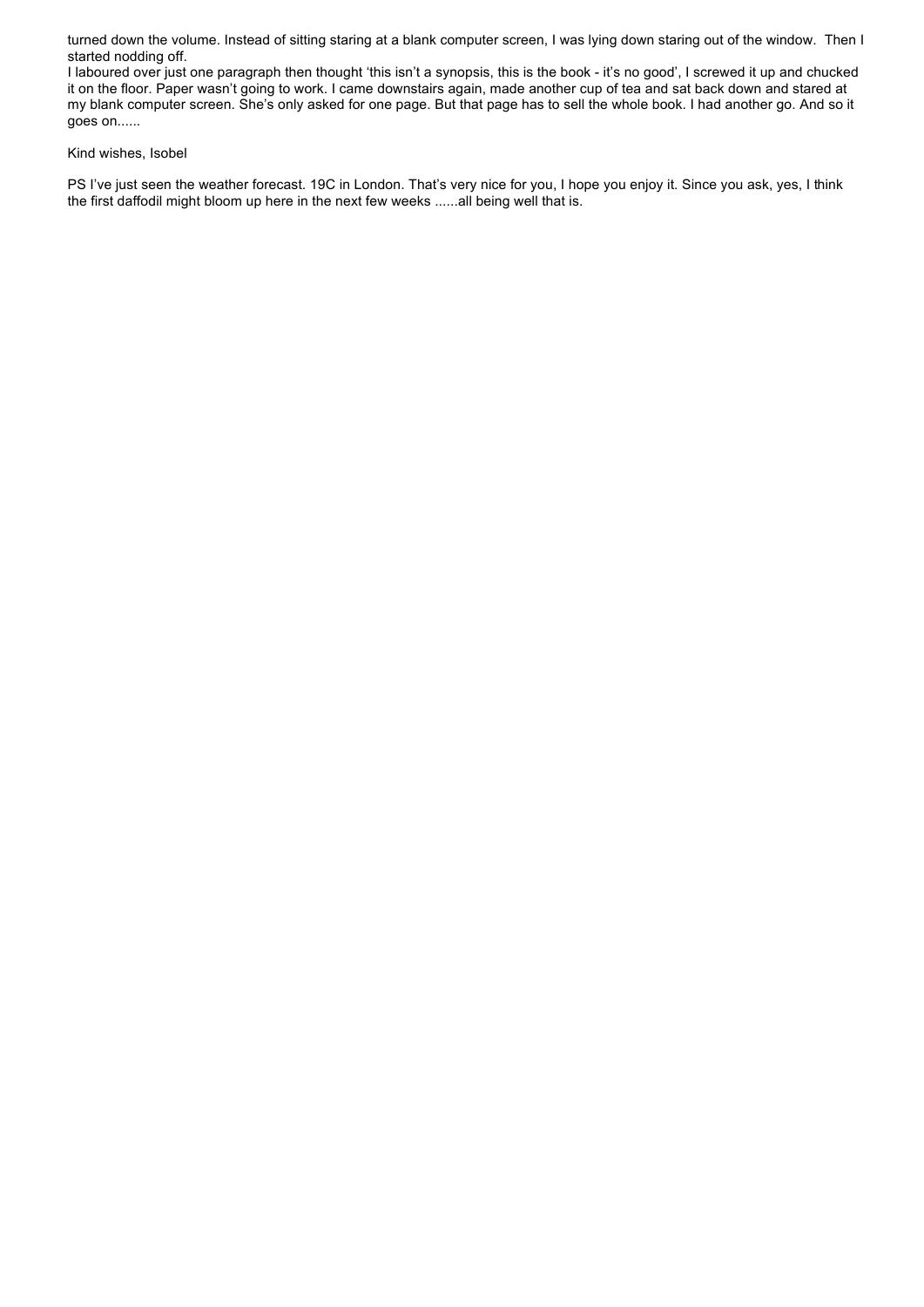turned down the volume. Instead of sitting staring at a blank computer screen, I was lying down staring out of the window. Then I started nodding off.

I laboured over just one paragraph then thought 'this isn't a synopsis, this is the book - it's no good', I screwed it up and chucked it on the floor. Paper wasn't going to work. I came downstairs again, made another cup of tea and sat back down and stared at my blank computer screen. She's only asked for one page. But that page has to sell the whole book. I had another go. And so it goes on......

Kind wishes, Isobel

PS I've just seen the weather forecast. 19C in London. That's very nice for you, I hope you enjoy it. Since you ask, yes, I think the first daffodil might bloom up here in the next few weeks ......all being well that is.